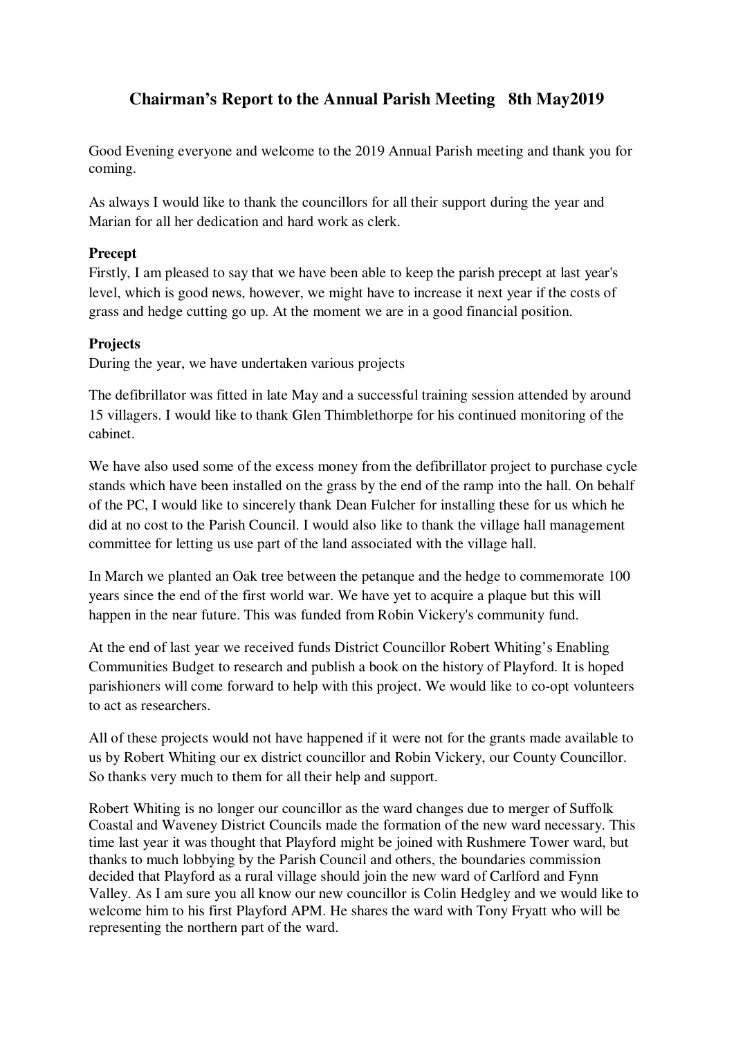# Chairman's Report to the Annual Parish Meeting 8th May2019

Good Evening everyone and welcome to the 2019 Annual Parish meeting and thank you for coming.

As always I would like to thank the councillors for all their support during the year and Marian for all her dedication and hard work as clerk.

**Precept**

Firstly, I am pleased to say that we have been able to keep the parish precept at last year's level, which is good news, however, we might have to increase it next year if the costs of grass and hedge cutting go up. At the moment we are in a good financial position.

**Projects**

During the year, we have undertaken various projects

The defibrillator was fitted in late May and a successful training session attended by around 15 villagers. I would like to thank Glen Thimblethorpe for his continued monitoring of the cabinet.

We have also used some of the excess money from the defibrillator project to purchase cycle stands which have been installed on the grass by the end of the ramp into the hall. On behalf of the PC, I would like to sincerely thank Dean Fulcher for installing these for us which he did at no cost to the Parish Council. I would also like to thank the village hall management committee for letting us use part of the land associated with the village hall.

In March we planted an Oak tree between the petanque and the hedge to commemorate 100 years since the end of the first world war. We have yet to acquire a plaque but this will happen in the near future. This was funded from Robin Vickery's community fund.

At the end of last year we received funds District Councillor Robert Whiting's Enabling Communities Budget to research and publish a book on the history of Playford. It is hoped parishioners will come forward to help with this project. We would like to co-opt volunteers to act as researchers.

All of these projects would not have happened if it were not for the grants made available to us by Robert Whiting our ex district councillor and Robin Vickery, our County Councillor. So thanks very much to them for all their help and support.

Robert Whiting is no longer our councillor as the ward changes due to merger of Suffolk Coastal and Waveney District Councils made the formation of the new ward necessary. This time last year it was thought that Playford might be joined with Rushmere Tower ward, but thanks to much lobbying by the Parish Council and others, the boundaries commission decided that Playford as a rural village should join the new ward of Carlford and Fynn Valley. As I am sure you all know our new councillor is Colin Hedgley and we would like to welcome him to his first Playford APM. He shares the ward with Tony Fryatt who will be representing the northern part of the ward.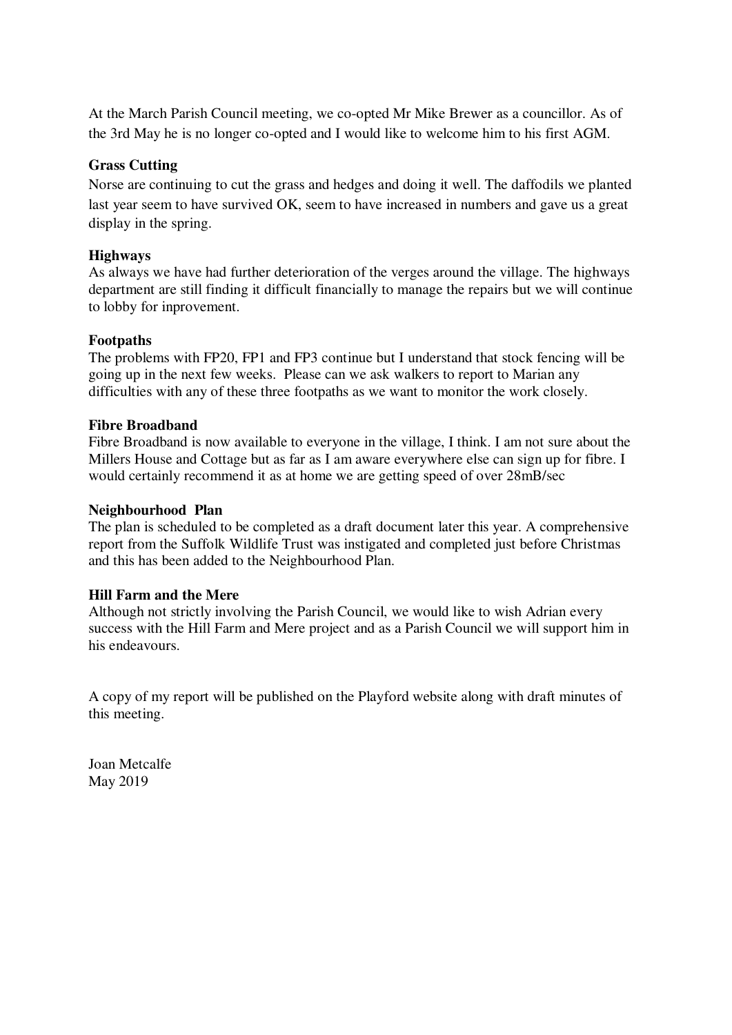At the March Parish Council meeting, we co-opted Mr Mike Brewer as a councillor. As of the 3rd May he is no longer co-opted and I would like to welcome him to his first AGM.

**Grass Cutting**

Norse are continuing to cut the grass and hedges and doing it well. The daffodils we planted last year seem to have survived OK, seem to have increased in numbers and gave us a great display in the spring.

**Highways**

As always we have had further deterioration of the verges around the village. The highways department are still finding it difficult financially to manage the repairs but we will continue to lobby for inprovement.

**Footpaths**

The problems with FP20, FP1 and FP3 continue but I understand that stock fencing will be going up in the next few weeks. Please can we ask walkers to report to Marian any difficulties with any of these three footpaths as we want to monitor the work closely.

**Fibre Broadband**

Fibre Broadband is now available to everyone in the village, I think. I am not sure about the Millers House and Cottage but as far as I am aware everywhere else can sign up for fibre. I would certainly recommend it as at home we are getting speed of over 28mB/sec

**Neighbourhood Plan**

The plan is scheduled to be completed as a draft document later this year. A comprehensive report from the Suffolk Wildlife Trust was instigated and completed just before Christmas and this has been added to the Neighbourhood Plan.

**Hill Farm and the Mere**

Although not strictly involving the Parish Council, we would like to wish Adrian every success with the Hill Farm and Mere project and as a Parish Council we will support him in his endeavours.

A copy of my report will be published on the Playford website along with draft minutes of this meeting.

Joan Metcalfe
May 2019